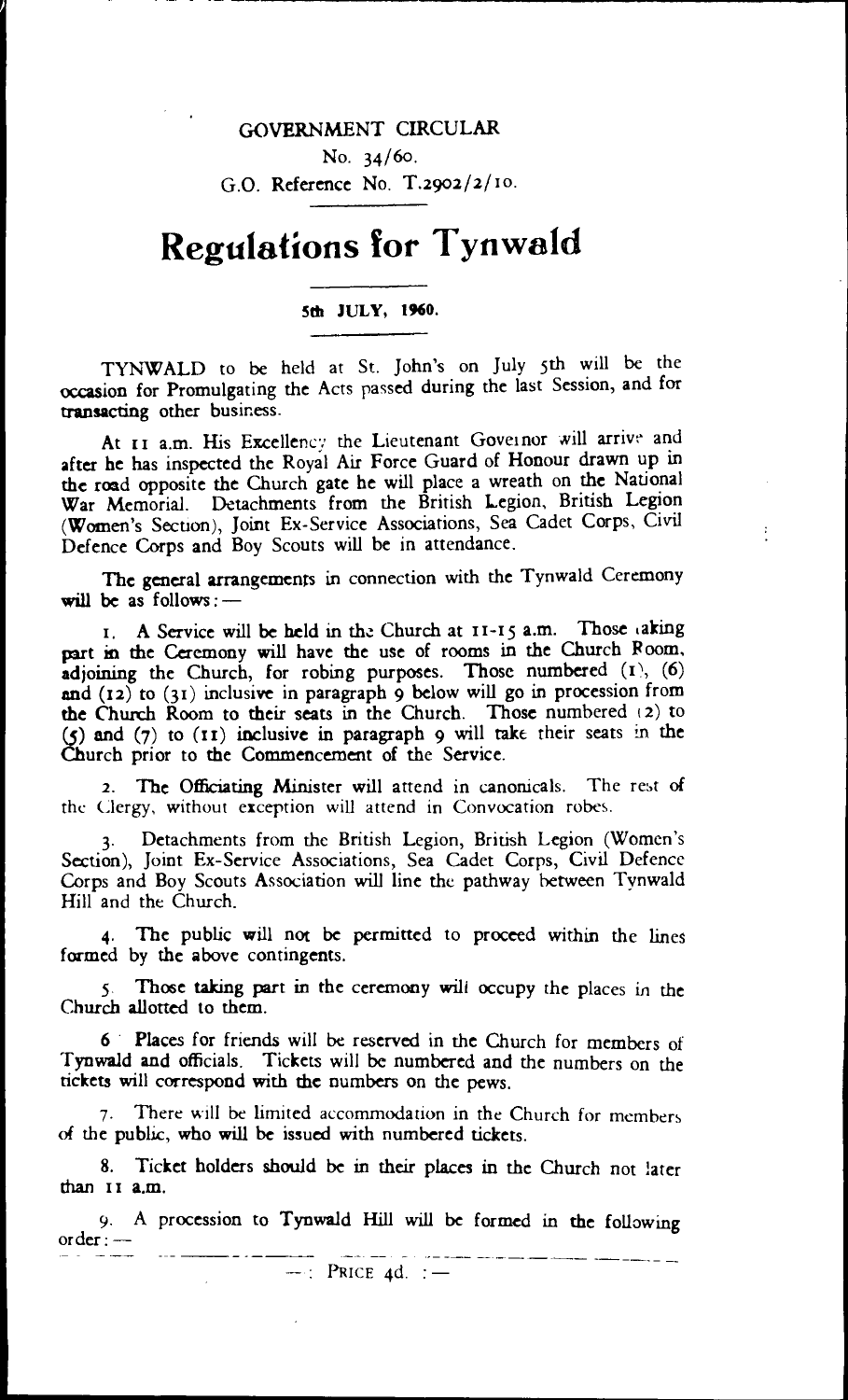GOVERNMENT CIRCULAR

No. 34/60.

G.O. Reference No. T.2902/2/10.

# Regulations for Tynwald

**5th JULY, 1960.**

TYNWALD to be held at St. John's on July 5th will be the occasion for Promulgating the Acts passed during the last Session, and for transacting other business.

At 11 a.m. His Excellency the Lieutenant Governor will arrive and after he has inspected the Royal Air Force Guard of Honour drawn up in the road opposite the Church gate he will place a wreath on the National War Memorial. Detachments from the British Legion, British Legion (Women's Section), Joint Ex-Service Associations, Sea Cadet Corps, Civil Defence Corps and Boy Scouts will be in attendance.

The general arrangements in connection with the Tynwald Ceremony will be as follows:—

1. A Service will be held in the Church at 11-15 a.m. Those taking part in the Ceremony will have the use of rooms in the Church Room, adjoining the Church, for robing purposes. Those numbered (1), (6) and (12) to (31) inclusive in paragraph 9 below will go in procession from the Church Room to their seats in the Church. Those numbered (2) to (5) and (7) to (11) inclusive in paragraph 9 will take their seats in the Church prior to the Commencement of the Service.

2. The Officiating Minister will attend in canonicals. The rest of the Clergy, without exception will attend in Convocation robes.

3. Detachments from the British Legion, British Legion (Women's Section), Joint Ex-Service Associations, Sea Cadet Corps, Civil Defence Corps and Boy Scouts Association will line the pathway between Tynwald Hill and the Church.

4. The public will not be permitted to proceed within the lines formed by the above contingents.

5. Those taking part in the ceremony will occupy the places in the Church allotted to them.

6. Places for friends will be reserved in the Church for members of Tynwald and officials. Tickets will be numbered and the numbers on the tickets will correspond with the numbers on the pews.

7. There will be limited accommodation in the Church for members of the public, who will be issued with numbered tickets.

8. Ticket holders should be in their places in the Church not later than 11 a.m.

9. A procession to Tynwald Hill will be formed in the following order:—

—: PRICE 4d. :—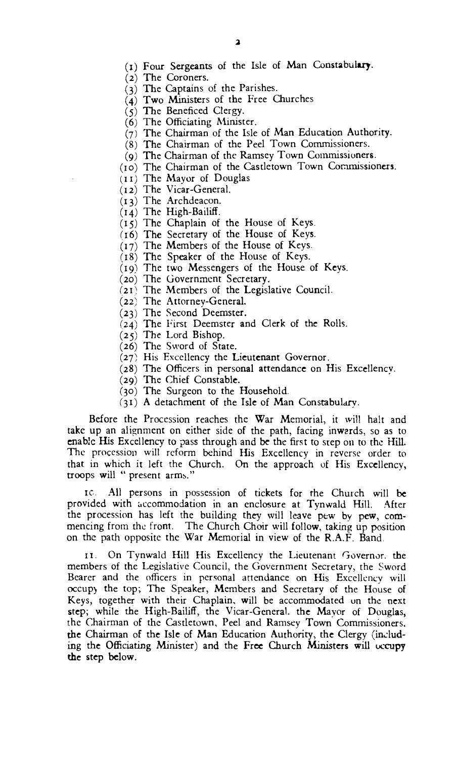(1) Four Sergeants of the Isle of Man Constabulary.
(2) The Coroners.
(3) The Captains of the Parishes.
(4) Two Ministers of the Free Churches
(5) The Beneficed Clergy.
(6) The Officiating Minister.
(7) The Chairman of the Isle of Man Education Authority.
(8) The Chairman of the Peel Town Commissioners.
(9) The Chairman of the Ramsey Town Commissioners.
(10) The Chairman of the Castletown Town Commissioners.
(11) The Mayor of Douglas
(12) The Vicar-General.
(13) The Archdeacon.
(14) The High-Bailiff.
(15) The Chaplain of the House of Keys.
(16) The Secretary of the House of Keys.
(17) The Members of the House of Keys.
(18) The Speaker of the House of Keys.
(19) The two Messengers of the House of Keys.
(20) The Government Secretary.
(21) The Members of the Legislative Council.
(22) The Attorney-General.
(23) The Second Deemster.
(24) The First Deemster and Clerk of the Rolls.
(25) The Lord Bishop.
(26) The Sword of State.
(27) His Excellency the Lieutenant Governor.
(28) The Officers in personal attendance on His Excellency.
(29) The Chief Constable.
(30) The Surgeon to the Household.
(31) A detachment of the Isle of Man Constabulary.

Before the Procession reaches the War Memorial, it will halt and take up an alignment on either side of the path, facing inwards, so as to enable His Excellency to pass through and be the first to step on to the Hill. The procession will reform behind His Excellency in reverse order to that in which it left the Church. On the approach of His Excellency, troops will "present arms."

10. All persons in possession of tickets for the Church will be provided with accommodation in an enclosure at Tynwald Hill. After the procession has left the building they will leave pew by pew, commencing from the front. The Church Choir will follow, taking up position on the path opposite the War Memorial in view of the R.A.F. Band.

11. On Tynwald Hill His Excellency the Lieutenant Governor, the members of the Legislative Council, the Government Secretary, the Sword Bearer and the officers in personal attendance on His Excellency will occupy the top; The Speaker, Members and Secretary of the House of Keys, together with their Chaplain, will be accommodated on the next step; while the High-Bailiff, the Vicar-General, the Mayor of Douglas, the Chairman of the Castletown, Peel and Ramsey Town Commissioners, the Chairman of the Isle of Man Education Authority, the Clergy (including the Officiating Minister) and the Free Church Ministers will occupy the step below.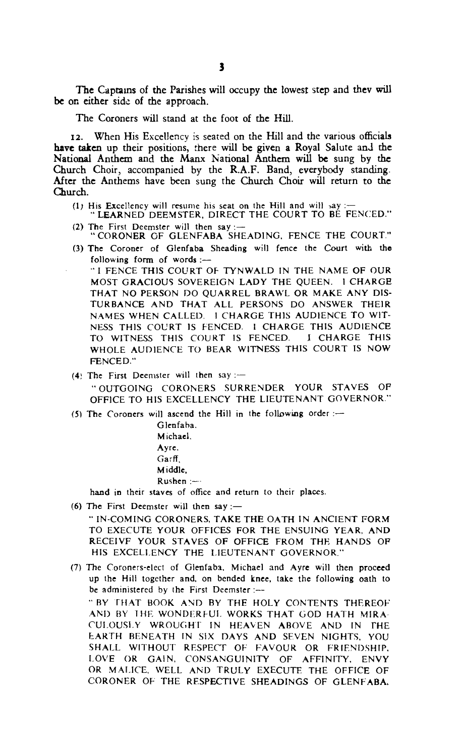The Captains of the Parishes will occupy the lowest step and they will be on either side of the approach.

The Coroners will stand at the foot of the Hill.

12. When His Excellency is seated on the Hill and the various officials have taken up their positions, there will be given a Royal Salute and the National Anthem and the Manx National Anthem will be sung by the Church Choir, accompanied by the R.A.F. Band, everybody standing. After the Anthems have been sung the Church Choir will return to the Church.

(1) His Excellency will resume his seat on the Hill and will say :—
"LEARNED DEEMSTER, DIRECT THE COURT TO BE FENCED."

(2) The First Deemster will then say :—
"CORONER OF GLENFABA SHEADING, FENCE THE COURT."

(3) The Coroner of Glenfaba Sheading will fence the Court with the following form of words :—

"I FENCE THIS COURT OF TYNWALD IN THE NAME OF OUR MOST GRACIOUS SOVEREIGN LADY THE QUEEN. I CHARGE THAT NO PERSON DO QUARREL BRAWL OR MAKE ANY DISTURBANCE AND THAT ALL PERSONS DO ANSWER THEIR NAMES WHEN CALLED. I CHARGE THIS AUDIENCE TO WITNESS THIS COURT IS FENCED. I CHARGE THIS AUDIENCE TO WITNESS THIS COURT IS FENCED. I CHARGE THIS WHOLE AUDIENCE TO BEAR WITNESS THIS COURT IS NOW FENCED."

(4) The First Deemster will then say :—

"OUTGOING CORONERS SURRENDER YOUR STAVES OF OFFICE TO HIS EXCELLENCY THE LIEUTENANT GOVERNOR."

(5) The Coroners will ascend the Hill in the following order :—

Glenfaba,
Michael,
Ayre,
Garff,
Middle,
Rushen :—

hand in their staves of office and return to their places.

(6) The First Deemster will then say :—

"IN-COMING CORONERS, TAKE THE OATH IN ANCIENT FORM TO EXECUTE YOUR OFFICES FOR THE ENSUING YEAR, AND RECEIVE YOUR STAVES OF OFFICE FROM THE HANDS OF HIS EXCELLENCY THE LIEUTENANT GOVERNOR."

(7) The Coroners-elect of Glenfaba, Michael and Ayre will then proceed up the Hill together and, on bended knee, take the following oath to be administered by the First Deemster :—

"BY THAT BOOK AND BY THE HOLY CONTENTS THEREOF AND BY THE WONDERFUL WORKS THAT GOD HATH MIRACULOUSLY WROUGHT IN HEAVEN ABOVE AND IN THE EARTH BENEATH IN SIX DAYS AND SEVEN NIGHTS, YOU SHALL WITHOUT RESPECT OF FAVOUR OR FRIENDSHIP, LOVE OR GAIN, CONSANGUINITY OF AFFINITY, ENVY OR MALICE, WELL AND TRULY EXECUTE THE OFFICE OF CORONER OF THE RESPECTIVE SHEADINGS OF GLENFABA,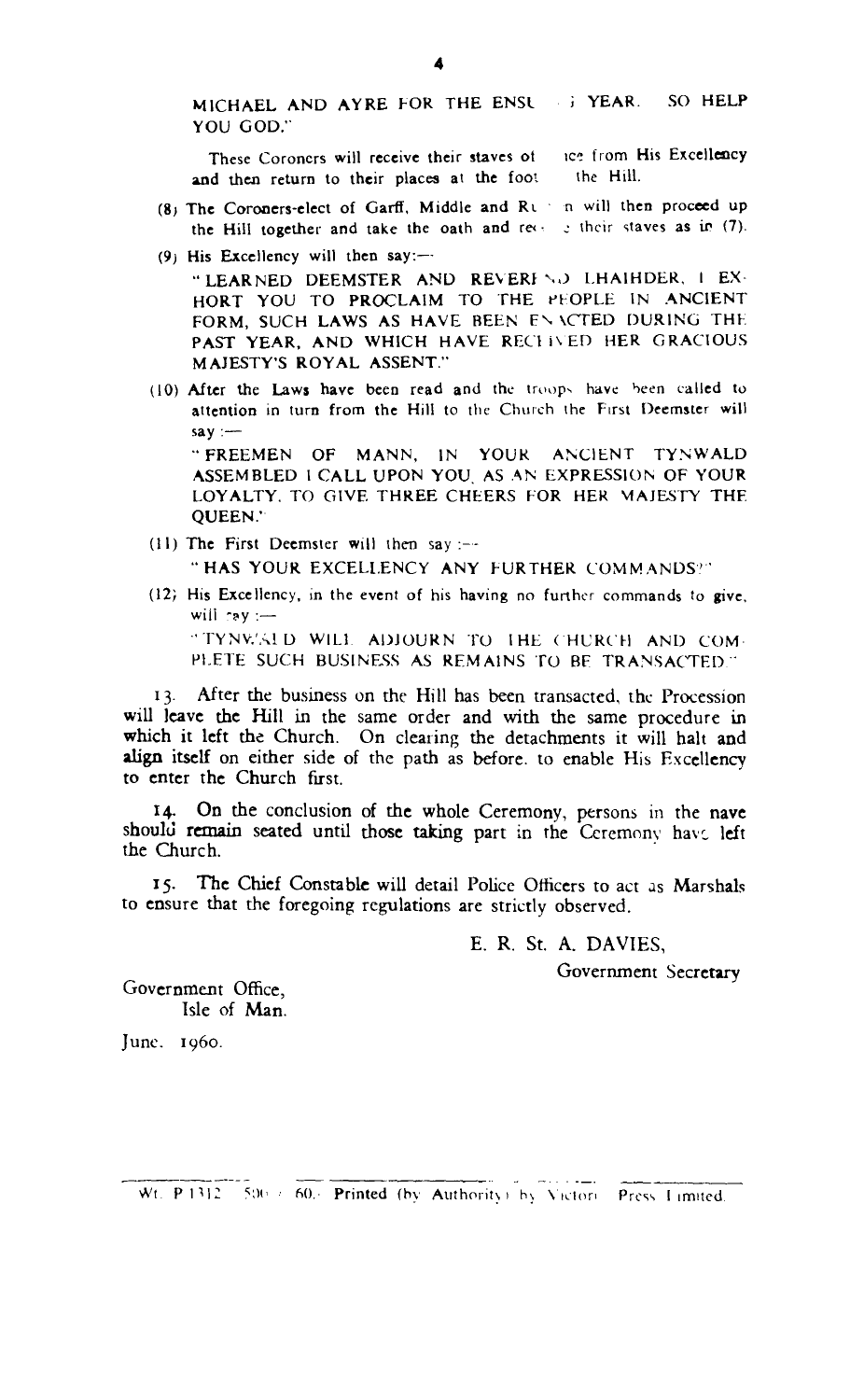MICHAEL AND AYRE FOR THE ENSU  j YEAR. SO HELP YOU GOD."

These Coroners will receive their staves of  ice from His Excellency and then return to their places at the foot  the Hill.

(8) The Coroners-elect of Garff, Middle and Ru  n will then proceed up the Hill together and take the oath and rec  e their staves as in (7).

(9) His Excellency will then say:—

"LEARNED DEEMSTER AND REVEREND LHAIHDER, I EXHORT YOU TO PROCLAIM TO THE PEOPLE IN ANCIENT FORM, SUCH LAWS AS HAVE BEEN ENACTED DURING THE PAST YEAR, AND WHICH HAVE RECEIVED HER GRACIOUS MAJESTY'S ROYAL ASSENT."

(10) After the Laws have been read and the troops have been called to attention in turn from the Hill to the Church the First Deemster will say:—

"FREEMEN OF MANN, IN YOUR ANCIENT TYNWALD ASSEMBLED I CALL UPON YOU, AS AN EXPRESSION OF YOUR LOYALTY, TO GIVE THREE CHEERS FOR HER MAJESTY THE QUEEN."

(11) The First Deemster will then say:—

"HAS YOUR EXCELLENCY ANY FURTHER COMMANDS?"

(12) His Excellency, in the event of his having no further commands to give, will say:—

"TYNWALD WILL ADJOURN TO THE CHURCH AND COMPLETE SUCH BUSINESS AS REMAINS TO BE TRANSACTED."

13. After the business on the Hill has been transacted, the Procession will leave the Hill in the same order and with the same procedure in which it left the Church. On clearing the detachments it will halt and align itself on either side of the path as before, to enable His Excellency to enter the Church first.

14. On the conclusion of the whole Ceremony, persons in the nave should remain seated until those taking part in the Ceremony have left the Church.

15. The Chief Constable will detail Police Officers to act as Marshals to ensure that the foregoing regulations are strictly observed.

E. R. St. A. DAVIES,
Government Secretary

Government Office,
Isle of Man.

June. 1960.

Wt. P 1312  500  60. Printed (by Authority) by Victoria Press Limited.